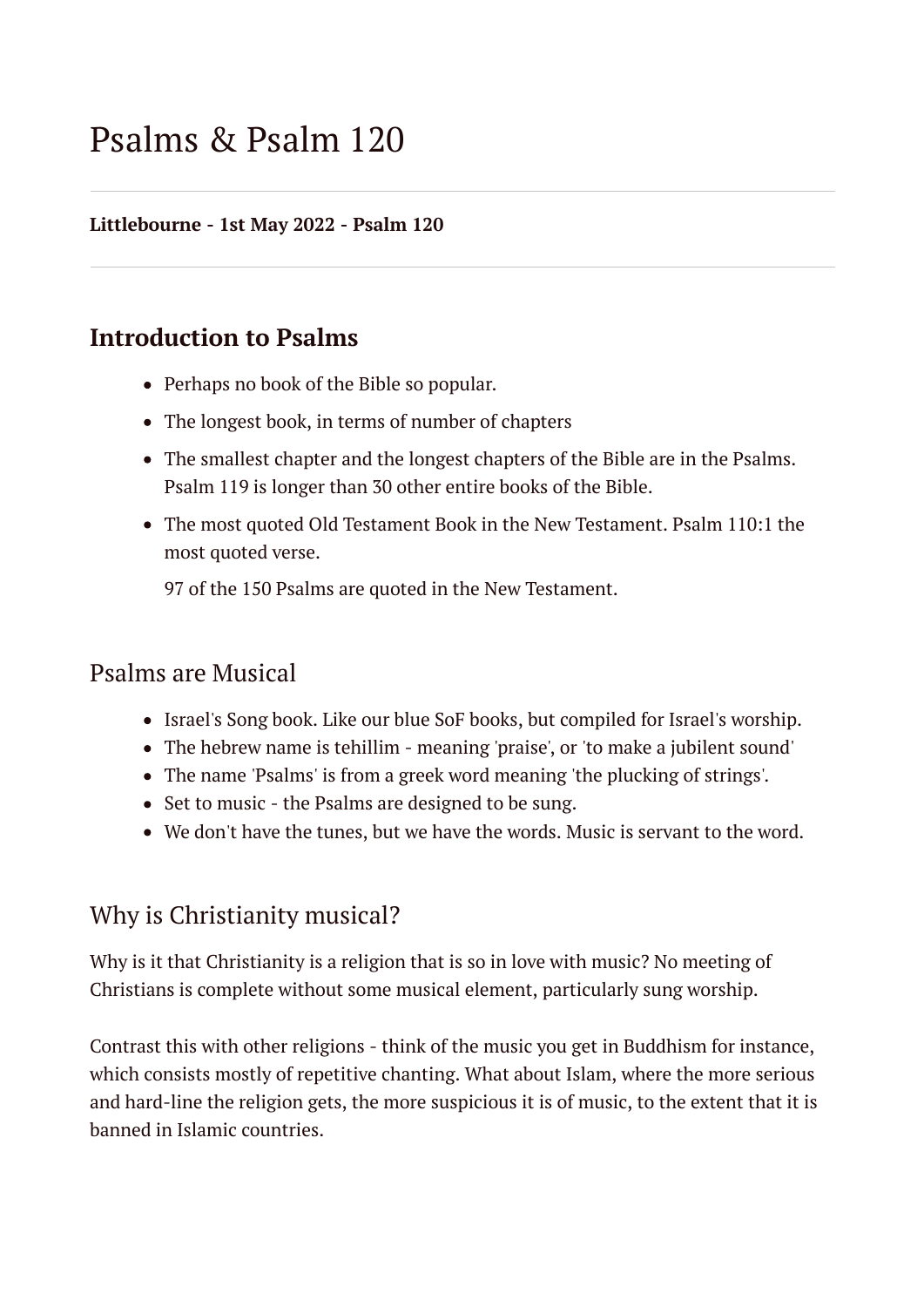# Psalms & Psalm 120

**Littlebourne - 1st May 2022 - Psalm 120**

---

## Introduction to Psalms

- Perhaps no book of the Bible so popular.
- The longest book, in terms of number of chapters
- The smallest chapter and the longest chapters of the Bible are in the Psalms. Psalm 119 is longer than 30 other entire books of the Bible.
- The most quoted Old Testament Book in the New Testament. Psalm 110:1 the most quoted verse.

  97 of the 150 Psalms are quoted in the New Testament.

## Psalms are Musical

- Israel's Song book. Like our blue SoF books, but compiled for Israel's worship.
- The hebrew name is tehillim - meaning 'praise', or 'to make a jubilent sound'
- The name 'Psalms' is from a greek word meaning 'the plucking of strings'.
- Set to music - the Psalms are designed to be sung.
- We don't have the tunes, but we have the words. Music is servant to the word.

## Why is Christianity musical?

Why is it that Christianity is a religion that is so in love with music? No meeting of Christians is complete without some musical element, particularly sung worship.

Contrast this with other religions - think of the music you get in Buddhism for instance, which consists mostly of repetitive chanting. What about Islam, where the more serious and hard-line the religion gets, the more suspicious it is of music, to the extent that it is banned in Islamic countries.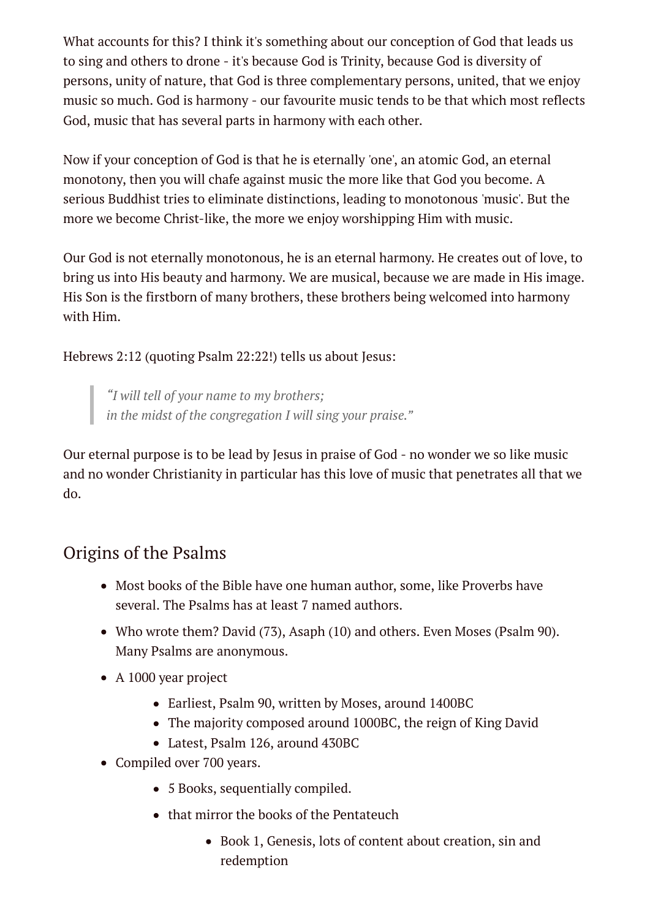What accounts for this? I think it's something about our conception of God that leads us to sing and others to drone - it's because God is Trinity, because God is diversity of persons, unity of nature, that God is three complementary persons, united, that we enjoy music so much. God is harmony - our favourite music tends to be that which most reflects God, music that has several parts in harmony with each other.

Now if your conception of God is that he is eternally 'one', an atomic God, an eternal monotony, then you will chafe against music the more like that God you become. A serious Buddhist tries to eliminate distinctions, leading to monotonous 'music'. But the more we become Christ-like, the more we enjoy worshipping Him with music.

Our God is not eternally monotonous, he is an eternal harmony. He creates out of love, to bring us into His beauty and harmony. We are musical, because we are made in His image. His Son is the firstborn of many brothers, these brothers being welcomed into harmony with Him.

Hebrews 2:12 (quoting Psalm 22:22!) tells us about Jesus:

> *"I will tell of your name to my brothers;*
> *in the midst of the congregation I will sing your praise."*

Our eternal purpose is to be lead by Jesus in praise of God - no wonder we so like music and no wonder Christianity in particular has this love of music that penetrates all that we do.

## Origins of the Psalms

- Most books of the Bible have one human author, some, like Proverbs have several. The Psalms has at least 7 named authors.
- Who wrote them? David (73), Asaph (10) and others. Even Moses (Psalm 90). Many Psalms are anonymous.
- A 1000 year project
    - Earliest, Psalm 90, written by Moses, around 1400BC
    - The majority composed around 1000BC, the reign of King David
    - Latest, Psalm 126, around 430BC
- Compiled over 700 years.
    - 5 Books, sequentially compiled.
    - that mirror the books of the Pentateuch
        - Book 1, Genesis, lots of content about creation, sin and redemption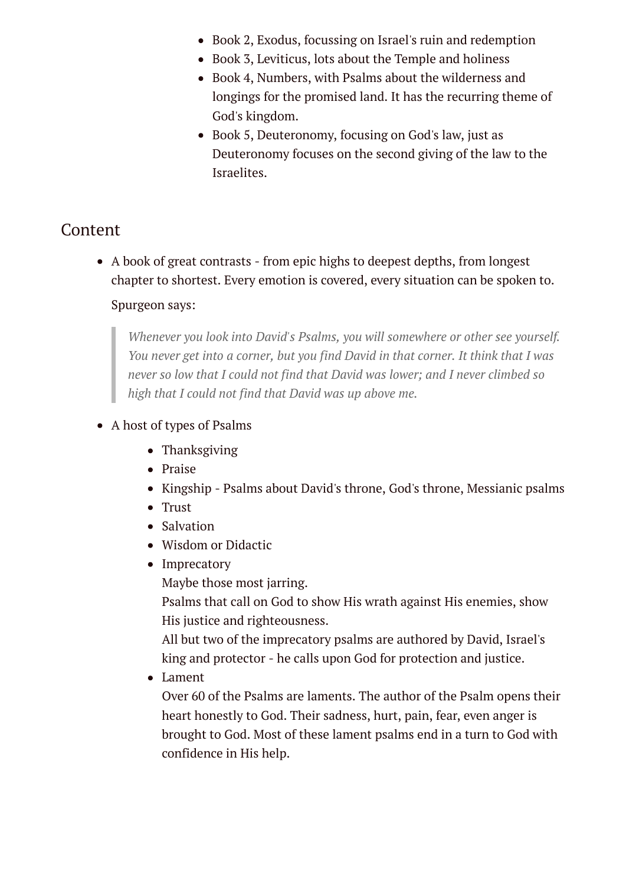- Book 2, Exodus, focussing on Israel's ruin and redemption
- Book 3, Leviticus, lots about the Temple and holiness
- Book 4, Numbers, with Psalms about the wilderness and longings for the promised land. It has the recurring theme of God's kingdom.
- Book 5, Deuteronomy, focusing on God's law, just as Deuteronomy focuses on the second giving of the law to the Israelites.

## Content

- A book of great contrasts - from epic highs to deepest depths, from longest chapter to shortest. Every emotion is covered, every situation can be spoken to.

  Spurgeon says:

  > *Whenever you look into David's Psalms, you will somewhere or other see yourself. You never get into a corner, but you find David in that corner. It think that I was never so low that I could not find that David was lower; and I never climbed so high that I could not find that David was up above me.*

- A host of types of Psalms
  - Thanksgiving
  - Praise
  - Kingship - Psalms about David's throne, God's throne, Messianic psalms
  - Trust
  - Salvation
  - Wisdom or Didactic
  - Imprecatory
    Maybe those most jarring.
    Psalms that call on God to show His wrath against His enemies, show His justice and righteousness.
    All but two of the imprecatory psalms are authored by David, Israel's king and protector - he calls upon God for protection and justice.
  - Lament
    Over 60 of the Psalms are laments. The author of the Psalm opens their heart honestly to God. Their sadness, hurt, pain, fear, even anger is brought to God. Most of these lament psalms end in a turn to God with confidence in His help.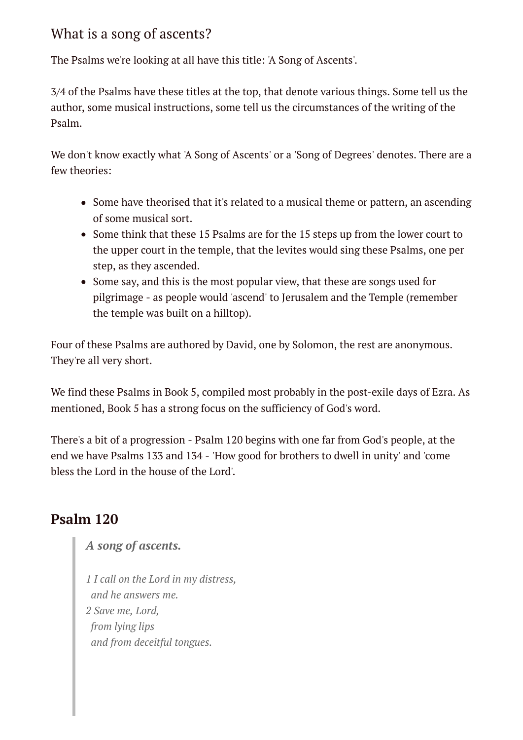## What is a song of ascents?

The Psalms we're looking at all have this title: 'A Song of Ascents'.

3/4 of the Psalms have these titles at the top, that denote various things. Some tell us the author, some musical instructions, some tell us the circumstances of the writing of the Psalm.

We don't know exactly what 'A Song of Ascents' or a 'Song of Degrees' denotes. There are a few theories:

- Some have theorised that it's related to a musical theme or pattern, an ascending of some musical sort.
- Some think that these 15 Psalms are for the 15 steps up from the lower court to the upper court in the temple, that the levites would sing these Psalms, one per step, as they ascended.
- Some say, and this is the most popular view, that these are songs used for pilgrimage - as people would 'ascend' to Jerusalem and the Temple (remember the temple was built on a hilltop).

Four of these Psalms are authored by David, one by Solomon, the rest are anonymous. They're all very short.

We find these Psalms in Book 5, compiled most probably in the post-exile days of Ezra. As mentioned, Book 5 has a strong focus on the sufficiency of God's word.

There's a bit of a progression - Psalm 120 begins with one far from God's people, at the end we have Psalms 133 and 134 - 'How good for brothers to dwell in unity' and 'come bless the Lord in the house of the Lord'.

## Psalm 120

> ***A song of ascents.***
>
> *1 I call on the Lord in my distress,*
> *and he answers me.*
> *2 Save me, Lord,*
> *from lying lips*
> *and from deceitful tongues.*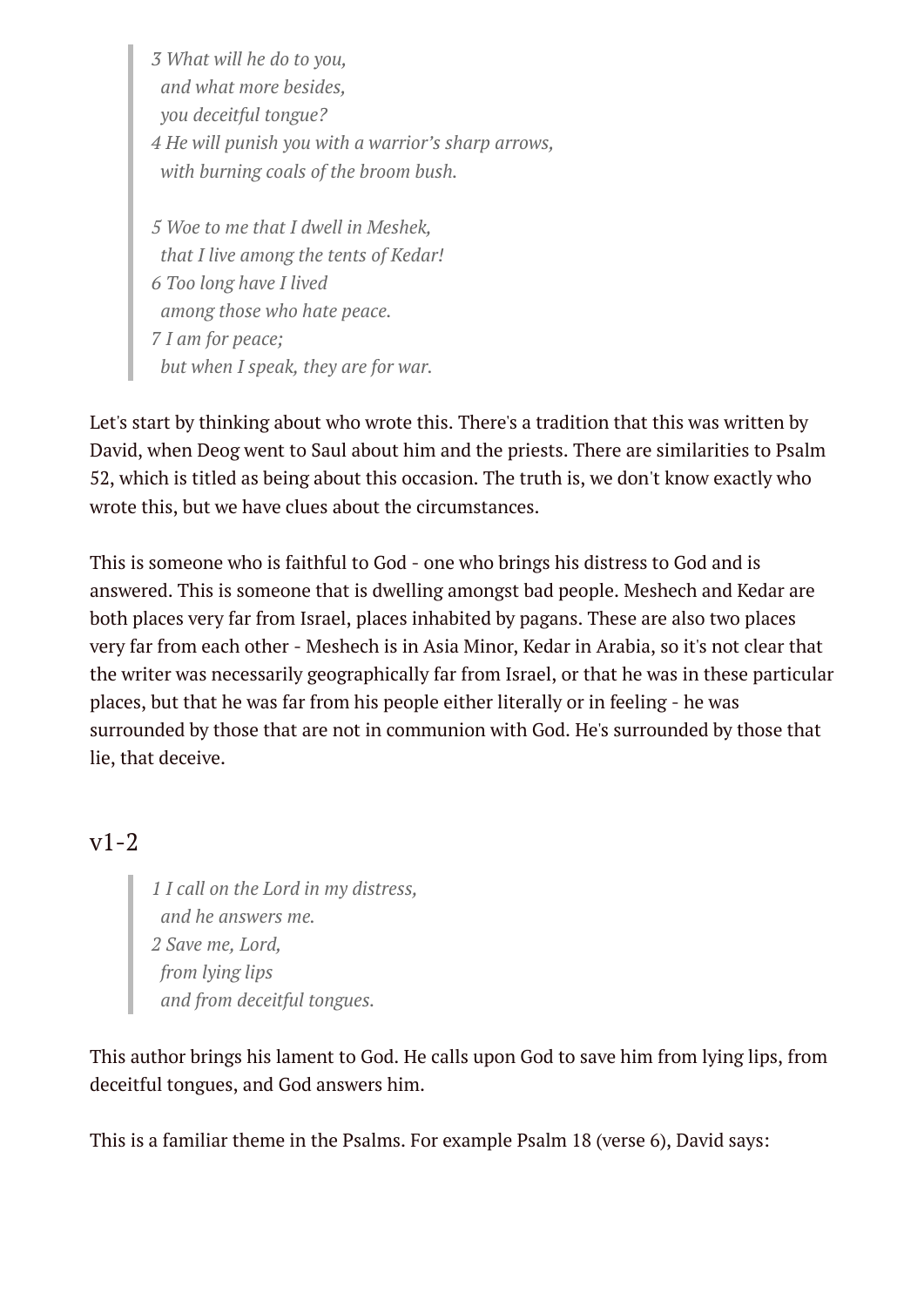> *3 What will he do to you,*
> *and what more besides,*
> *you deceitful tongue?*
> *4 He will punish you with a warrior's sharp arrows,*
> *with burning coals of the broom bush.*
>
> *5 Woe to me that I dwell in Meshek,*
> *that I live among the tents of Kedar!*
> *6 Too long have I lived*
> *among those who hate peace.*
> *7 I am for peace;*
> *but when I speak, they are for war.*

Let's start by thinking about who wrote this. There's a tradition that this was written by David, when Deog went to Saul about him and the priests. There are similarities to Psalm 52, which is titled as being about this occasion. The truth is, we don't know exactly who wrote this, but we have clues about the circumstances.

This is someone who is faithful to God - one who brings his distress to God and is answered. This is someone that is dwelling amongst bad people. Meshech and Kedar are both places very far from Israel, places inhabited by pagans. These are also two places very far from each other - Meshech is in Asia Minor, Kedar in Arabia, so it's not clear that the writer was necessarily geographically far from Israel, or that he was in these particular places, but that he was far from his people either literally or in feeling - he was surrounded by those that are not in communion with God. He's surrounded by those that lie, that deceive.

## v1-2

> *1 I call on the Lord in my distress,*
> *and he answers me.*
> *2 Save me, Lord,*
> *from lying lips*
> *and from deceitful tongues.*

This author brings his lament to God. He calls upon God to save him from lying lips, from deceitful tongues, and God answers him.

This is a familiar theme in the Psalms. For example Psalm 18 (verse 6), David says: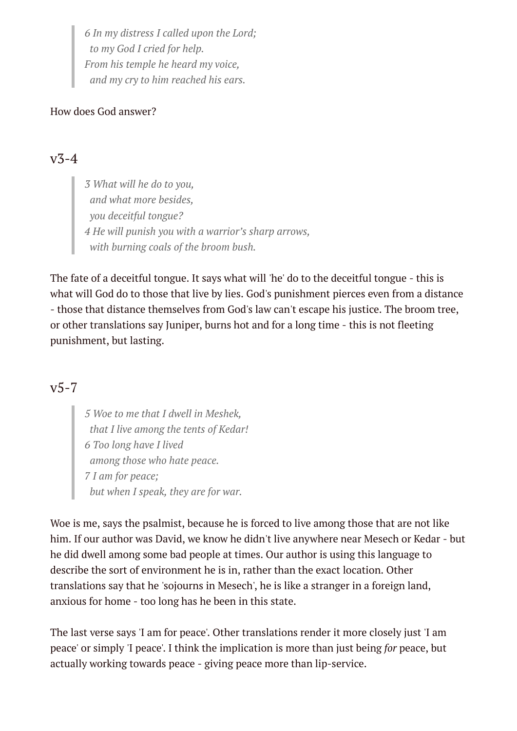> *6 In my distress I called upon the Lord;*
> *to my God I cried for help.*
> *From his temple he heard my voice,*
> *and my cry to him reached his ears.*

How does God answer?

## v3-4

> *3 What will he do to you,*
> *and what more besides,*
> *you deceitful tongue?*
> *4 He will punish you with a warrior's sharp arrows,*
> *with burning coals of the broom bush.*

The fate of a deceitful tongue. It says what will 'he' do to the deceitful tongue - this is what will God do to those that live by lies. God's punishment pierces even from a distance - those that distance themselves from God's law can't escape his justice. The broom tree, or other translations say Juniper, burns hot and for a long time - this is not fleeting punishment, but lasting.

## v5-7

> *5 Woe to me that I dwell in Meshek,*
> *that I live among the tents of Kedar!*
> *6 Too long have I lived*
> *among those who hate peace.*
> *7 I am for peace;*
> *but when I speak, they are for war.*

Woe is me, says the psalmist, because he is forced to live among those that are not like him. If our author was David, we know he didn't live anywhere near Mesech or Kedar - but he did dwell among some bad people at times. Our author is using this language to describe the sort of environment he is in, rather than the exact location. Other translations say that he 'sojourns in Mesech', he is like a stranger in a foreign land, anxious for home - too long has he been in this state.

The last verse says 'I am for peace'. Other translations render it more closely just 'I am peace' or simply 'I peace'. I think the implication is more than just being *for* peace, but actually working towards peace - giving peace more than lip-service.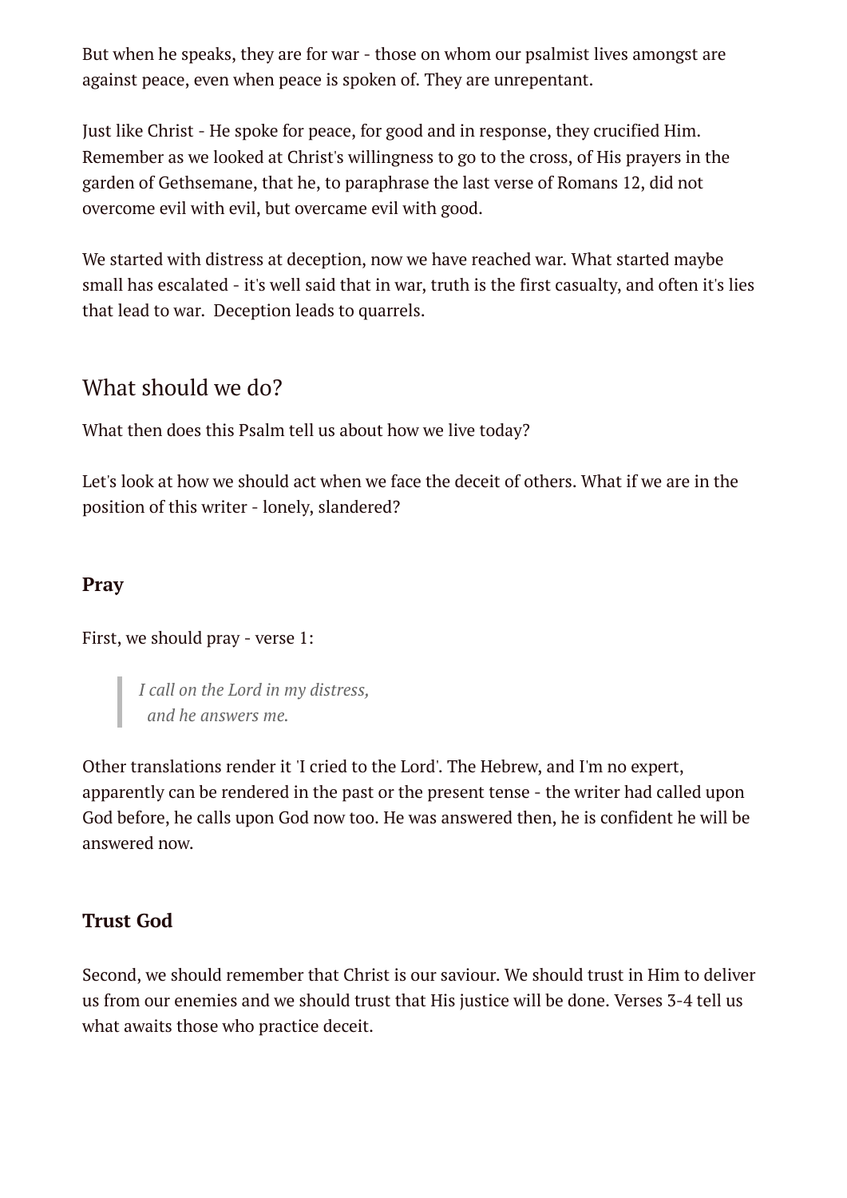But when he speaks, they are for war - those on whom our psalmist lives amongst are against peace, even when peace is spoken of. They are unrepentant.

Just like Christ - He spoke for peace, for good and in response, they crucified Him. Remember as we looked at Christ's willingness to go to the cross, of His prayers in the garden of Gethsemane, that he, to paraphrase the last verse of Romans 12, did not overcome evil with evil, but overcame evil with good.

We started with distress at deception, now we have reached war. What started maybe small has escalated - it's well said that in war, truth is the first casualty, and often it's lies that lead to war. Deception leads to quarrels.

## What should we do?

What then does this Psalm tell us about how we live today?

Let's look at how we should act when we face the deceit of others. What if we are in the position of this writer - lonely, slandered?

### Pray

First, we should pray - verse 1:

> *I call on the Lord in my distress,*
> *and he answers me.*

Other translations render it 'I cried to the Lord'. The Hebrew, and I'm no expert, apparently can be rendered in the past or the present tense - the writer had called upon God before, he calls upon God now too. He was answered then, he is confident he will be answered now.

### Trust God

Second, we should remember that Christ is our saviour. We should trust in Him to deliver us from our enemies and we should trust that His justice will be done. Verses 3-4 tell us what awaits those who practice deceit.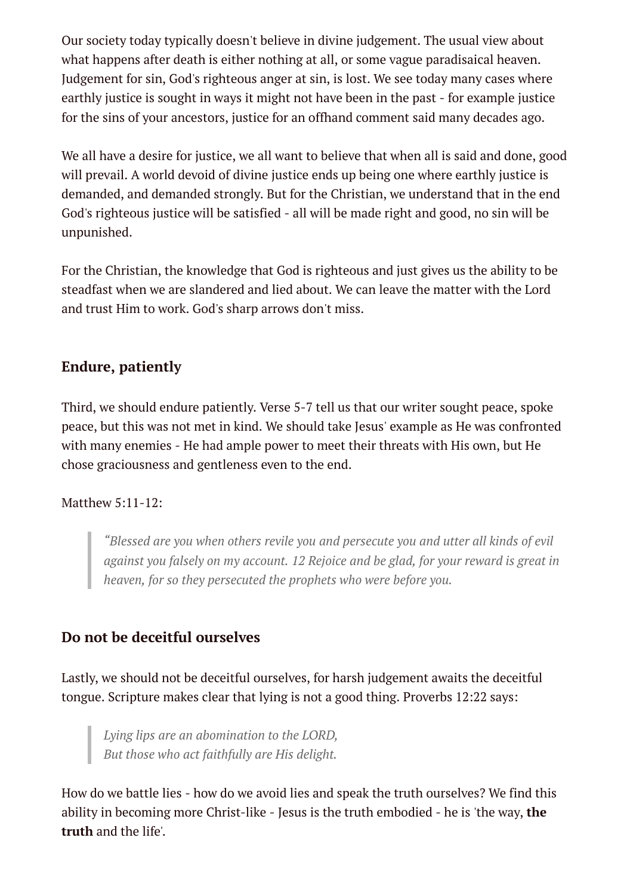Our society today typically doesn't believe in divine judgement. The usual view about what happens after death is either nothing at all, or some vague paradisaical heaven. Judgement for sin, God's righteous anger at sin, is lost. We see today many cases where earthly justice is sought in ways it might not have been in the past - for example justice for the sins of your ancestors, justice for an offhand comment said many decades ago.

We all have a desire for justice, we all want to believe that when all is said and done, good will prevail. A world devoid of divine justice ends up being one where earthly justice is demanded, and demanded strongly. But for the Christian, we understand that in the end God's righteous justice will be satisfied - all will be made right and good, no sin will be unpunished.

For the Christian, the knowledge that God is righteous and just gives us the ability to be steadfast when we are slandered and lied about. We can leave the matter with the Lord and trust Him to work. God's sharp arrows don't miss.

### Endure, patiently

Third, we should endure patiently. Verse 5-7 tell us that our writer sought peace, spoke peace, but this was not met in kind. We should take Jesus' example as He was confronted with many enemies - He had ample power to meet their threats with His own, but He chose graciousness and gentleness even to the end.

Matthew 5:11-12:

> *"Blessed are you when others revile you and persecute you and utter all kinds of evil against you falsely on my account. 12 Rejoice and be glad, for your reward is great in heaven, for so they persecuted the prophets who were before you.*

### Do not be deceitful ourselves

Lastly, we should not be deceitful ourselves, for harsh judgement awaits the deceitful tongue. Scripture makes clear that lying is not a good thing. Proverbs 12:22 says:

> *Lying lips are an abomination to the LORD,*
> *But those who act faithfully are His delight.*

How do we battle lies - how do we avoid lies and speak the truth ourselves? We find this ability in becoming more Christ-like - Jesus is the truth embodied - he is 'the way, **the truth** and the life'.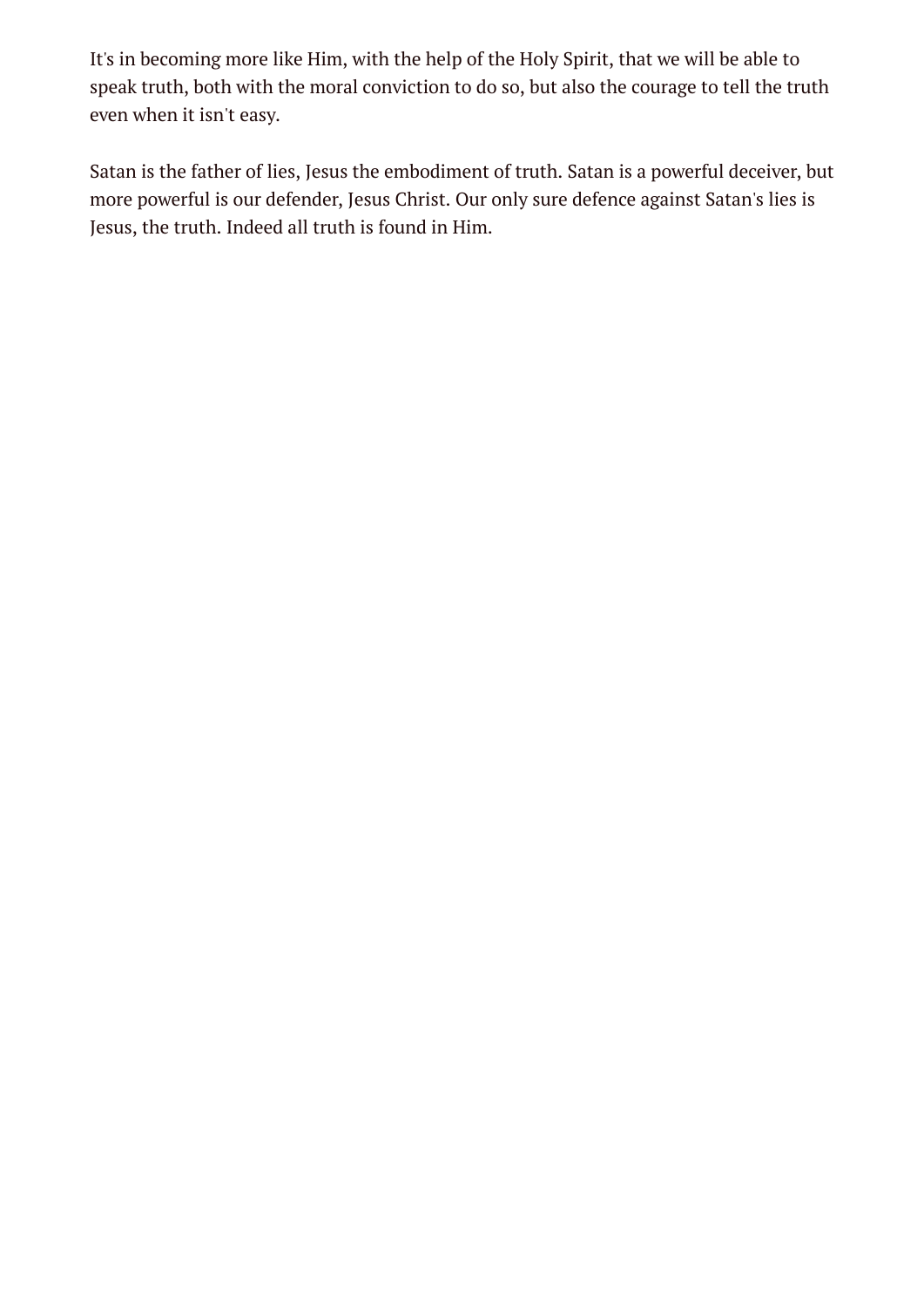It's in becoming more like Him, with the help of the Holy Spirit, that we will be able to speak truth, both with the moral conviction to do so, but also the courage to tell the truth even when it isn't easy.

Satan is the father of lies, Jesus the embodiment of truth. Satan is a powerful deceiver, but more powerful is our defender, Jesus Christ. Our only sure defence against Satan's lies is Jesus, the truth. Indeed all truth is found in Him.